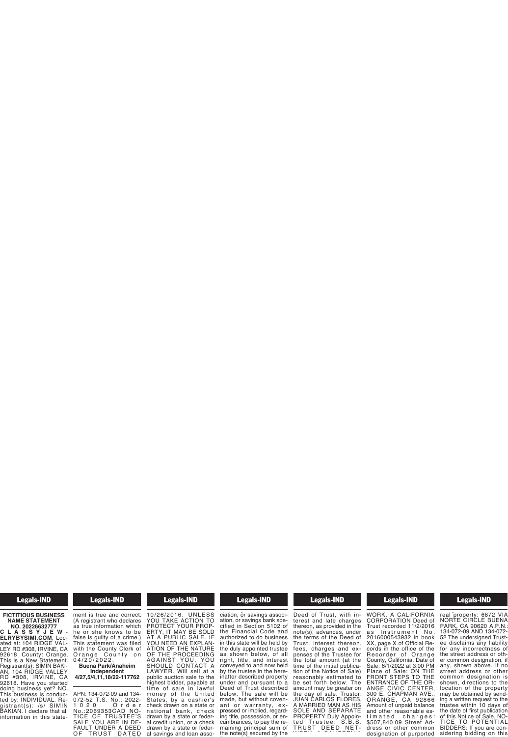Legals-IND

**FICTITIOUS BUSINESS NAME STATEMENT NO. 20226632777**
**CLASSYJEWELRYBYSIMI.COM**, Located at: 104 RIDGE VALLEY RD #308, IRVINE, CA 92618. County: Orange. This is a New Statement. Registrant(s): SIMIN BAKIAN, 104 RIDGE VALLEY RD #308, IRVINE, CA 92618. Have you started doing business yet? NO. This business is conducted by: INDIVIDUAL. Registrant(s): /s/ SIMIN BAKIAN. I declare that all information in this statement is true and correct. (A registrant who declares as true information which he or she knows to be false is guilty of a crime.) This statement was filed with the County Clerk of Orange County on 04/20/2022.

**Buena Park/Anaheim Independent**
**4/27,5/4,11,18/22-117762**

---

APN: 134-072-09 and 134-072-52 T.S. No.: 2022-1020 Order No.:2069353CAD NOTICE OF TRUSTEE'S SALE YOU ARE IN DEFAULT UNDER A DEED OF TRUST DATED 10/26/2016. UNLESS YOU TAKE ACTION TO PROTECT YOUR PROPERTY, IT MAY BE SOLD AT A PUBLIC SALE. IF YOU NEED AN EXPLANATION OF THE NATURE OF THE PROCEEDING AGAINST YOU, YOU SHOULD CONTACT A LAWYER. Will sell at a public auction sale to the highest bidder, payable at time of sale in lawful money of the United States, by a cashier's check drawn on a state or national bank, check drawn by a state or federal credit union, or a check drawn by a state or federal savings and loan association, or savings bank specified in Section 5102 of the Financial Code and authorized to do business in this state will be held by the duly appointed trustee as shown below, of all right, title, and interest conveyed to and now held by the trustee in the hereinafter described property under and pursuant to a Deed of Trust described below. The sale will be made, but without covenant or warranty, expressed or implied, regarding title, possession, or encumbrances, to pay the remaining principal sum of the note(s) secured by the Deed of Trust, with interest and late charges thereon, as provided in the note(s), advances, under the terms of the Deed of Trust, interest thereon, fees, charges and expenses of the Trustee for the total amount (at the time of the initial publication of the Notice of Sale) reasonably estimated to be set forth below. The amount may be greater on the day of sale. Trustor: JUAN CARLOS FLORES, A MARRIED MAN AS HIS SOLE AND SEPARATE PROPERTY Duly Appointed Trustee: S.B.S. TRUST DEED NETWORK, A CALIFORNIA CORPORATION Deed of Trust recorded 11/2/2016 as Instrument No. 2016000543932 in book XX, page X of Official Records in the office of the Recorder of Orange County, California, Date of Sale: 6/1/2022 at 3:00 PM Place of Sale: ON THE FRONT STEPS TO THE ENTRANCE OF THE ORANGE CIVIC CENTER, 300 E. CHAPMAN AVE., ORANGE, CA 92866 Amount of unpaid balance and other reasonable estimated charges: $507,840.09 Street Address or other common designation of purported real property: 6872 VIA NORTE CIRCLE BUENA PARK, CA 90620 A.P.N.: 134-072-09 AND 134-072-52 The undersigned Trustee disclaims any liability for any incorrectness of the street address or other common designation, if any, shown above. If no street address or other common designation is shown, directions to the location of the property may be obtained by sending a written request to the trustee within 10 days of the date of first publication of this Notice of Sale. NOTICE TO POTENTIAL BIDDERS: If you are considering bidding on this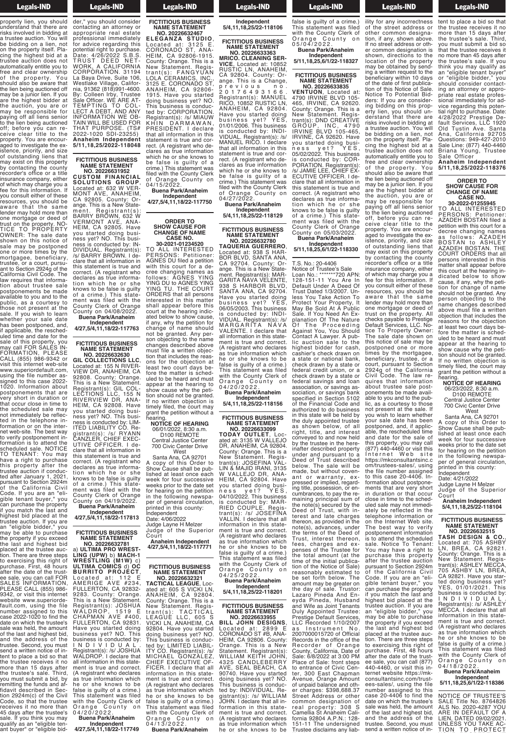property lien, you should understand that there are risks involved in bidding at a trustee auction. You will be bidding on a lien, not on the property itself. Placing the highest bid at a trustee auction does not automatically entitle you to free and clear ownership of the property. You should also be aware that the lien being auctioned off may be a junior lien. If you are the highest bidder at the auction, you are or may be responsible for paying off all liens senior to the lien being auctioned off, before you can receive clear title to the property. You are encouraged to investigate the existence, priority, and size of outstanding liens that may exist on this property by contacting the county recorder's office or a title insurance company, either of which may charge you a fee for this information. If you consult either of these resources, you should be aware that the same lender may hold more than one mortgage or deed of trust on the property. NOTICE TO PROPERTY OWNER: The sale date shown on this notice of sale may be postponed one or more times by the mortgagee, beneficiary, trustee, or a court, pursuant to Section 2924g of the California Civil Code. The law requires that information about trustee sale postponements be made available to you and to the public, as a courtesy to those not present at the sale. If you wish to learn whether your sale date has been postponed, and, if applicable, the rescheduled time and date for the sale of this property, you may call FOR SALES INFORMATION, PLEASE CALL (855) 986-9342 or visit this internet web-site www.superiordefault.com, using the file number assigned to this case 2022-1020. Information about postponements that are very short in duration or that occur close in time to the scheduled sale may not immediately be reflected in the telephone information or on the internet web-site. The best way to verify postponement information is to attend the scheduled sale. NOTICE TO TENANT: You may have a right to purchase this property after the trustee auction if conducted after January 1, 2021, pursuant to Section 2924m of the California Civil Code. If you are an "eligible tenant buyer," you can purchase the property if you match the last and highest bid placed at the trustee auction. If you are an "eligible bidder," you may be able to purchase the property if you exceed the last and highest bid placed at the trustee auction. There are three steps to exercising this right of purchase. First, 48 hours after the date of the trustee sale, you can call FOR SALES INFORMATION, PLEASE CALL (855) 986-9342, or visit this internet website www.superiordefault.com, using the file number assigned to this case 2022-1020 to find the date on which the trustee's sale was held, the amount of the last and highest bid, and the address of the trustee. Second, you must send a written notice of intent to place a bid so that the trustee receives it no more than 15 days after the trustee's sale. Third, you must submit a bid, by remitting the funds and affidavit described in Section 2924m(c) of the Civil Code, so that the trustee receives it no more than 45 days after the trustee's sale. If you think you may qualify as an "eligible tenant buyer" or "eligible bidder," you should consider contacting an attorney or appropriate real estate professional immediately for advice regarding this potential right to purchase. Date: 4/26/2022 S.B.S. TRUST DEED NETWORK, A CALIFORNIA CORPORATION. 31194 La Baya Drive, Suite 106, Westlake Village, California, 91362 (818)991-4600. By: Colleen Irby, Trustee Sale Officer. WE ARE ATTEMPTING TO COLLECT A DEBT, AND ANY INFORMATION WE OBTAIN WILL BE USED FOR THAT PURPOSE. (TS# 2022-1020 SDI-23255)
**Anaheim Independent 5/11,18,25/2022-118048**

**FICTITIOUS BUSINESS NAME STATEMENT NO. 20226631952**
**CUSTOM FINANCIAL SOLUTIONS GROUP**, Located at: 632 W VERMONT AVE, ANAHEIM, CA 92805. County: Orange. This is a New Statement. Registrant(s): BARRY BROWN, 632 W VERMONT AVE, ANAHEIM, CA 92805. Have you started doing business yet? NO. This business is conducted by: INDIVIDUAL. Registrant(s): /s/ BARRY BROWN. I declare that all information in this statement is true and correct. (A registrant who declares as true information which he or she knows to be false is guilty of a crime.) This statement was filed with the County Clerk of Orange County on 04/08/2022.
**Buena Park/Anaheim Independent 4/27,5/4,11,18/22-117763**

**FICTITIOUS BUSINESS NAME STATEMENT NO. 20226632630**
**GIL COLLECTIONS LLC**, Located at: 155 N RIVERVIEW DR, ANAHEIM, CA 92808. County: Orange. This is a New Statement. Registrant(s): GIL COLLECTIONS LLC, 155 N RIVERVIEW DR, ANAHEIM, CA 92808. Have you started doing business yet? NO. This business is conducted by: LIMITED LIABILITY CO. Registrant(s): /s/ RYANN CANZLER, CHIEF EXECUTIVE OFFICER. I declare that all information in this statement is true and correct. (A registrant who declares as true information which he or she knows to be false is guilty of a crime.) This statement was filed with the County Clerk of Orange County on 04/19/2022.
**Buena Park/Anaheim Independent 4/27,5/4,11,18/22-117813**

**FICTITIOUS BUSINESS NAME STATEMENT NO. 20226632781**
a) **ULTIMA PRO WRESTLING (UPW)** b) **MACH-1 WRESTLING (M1W)** c) **ULTIMA COMICS** d) **OC BURRITO PROJECT**, Located at: 112 E AMERIGE AVE #234, FULLERTON, CA 92832-9283. County: Orange. This is a New Statement. Registrant(s): JOSHUA WALDROP, 1519 E CHAPMAN AVE #400, FULLERTON, CA 92831. Have you started doing business yet? NO. This business is conducted by: INDIVIDUAL. Registrant(s): /s/ JOSHUA WALDROP. I declare that all information in this statement is true and correct. (A registrant who declares as true information which he or she knows to be false is guilty of a crime.) This statement was filed with the County Clerk of Orange County on 04/20/2022.
**Buena Park/Anaheim Independent 4/27,5/4,11,18/22-117749**

**FICTITIOUS BUSINESS NAME STATEMENT NO. 20226632467**
**ELEGANZA STUDIO**, Located at: 3125 E. CORONADO ST, ANAHEIM, CA 92806-1915. County: Orange. This is a New Statement. Registrant(s): FANGYUAN LOLA CERAMICS, INC., 3125 E. CORONADO ST, ANAHEIM, CA 92806-1915. Have you started doing business yet? NO. This business is conducted by: CORPORATION. Registrant(s): /s/ MIAUW KHIN DARMAWAN, PRESIDENT. I declare that all information in this statement is true and correct. (A registrant who declares as true information which he or she knows to be false is guilty of a crime.) This statement was filed with the County Clerk of Orange County on 04/15/2022.
**Buena Park/Anaheim Independent 4/27,5/4,11,18/22-117750**

**ORDER TO SHOW CAUSE FOR CHANGE OF NAME CASE NO. 30-2021-01234520**
TO ALL INTERESTED PERSONS: Petitioner: AGNES DU filed a petition with this court for a decree changing names as follows: AGNES YING YING DU to AGNES YING YING TU. THE COURT ORDERS that all persons interested in this matter shall appear before this court at the hearing indicated below to show cause, if any, why the petition for change of name should not be granted. Any person objecting to the name changes described above must file a written objection that includes the reasons for the objection at least two court days before the matter is scheduled to be heard and must appear at the hearing to show cause why the petition should not be granted. If no written objection is timely filed, the court may grant the petition without a hearing.
**NOTICE OF HEARING**
06/01/2022, 8:30 a.m.
D100 REMOTE
Central Justice Center
700 Civic Center Drive West
Santa Ana, CA 92701
A copy of this Order to Show Cause shall be published at least once each week for four successive weeks prior to the date set for hearing on the petition in the following newspaper of general circulation, printed in this county: Independent
Date: 4/06/2022
Judge Layne H Melzer
Judge of the Superior Court
**Anaheim Independent 4/27,5/4,11,18/22-117771**

**FICTITIOUS BUSINESS NAME STATEMENT NO. 20226632321**
**TACTICAL LEAGUE**, Located at: 605 S VICKI LN, ANAHEIM, CA 92804. County: Orange. This is a New Statement. Registrant(s): TACTICAL LEAGUE LLC, 605 S VICKI LN, ANAHEIM, CA 92804. Have you started doing business yet? NO. This business is conducted by: LIMITED LIABILITY CO. Registrant(s): /s/ MICHAEL GONZALEZ, CHIEF EXECUTIVE OFFICER. I declare that all information in this statement is true and correct. (A registrant who declares as true information which he or she knows to be false is guilty of a crime.) This statement was filed with the County Clerk of Orange County on 04/13/2022.
**Buena Park/Anaheim Independent 5/4,11,18,25/22-118106**

**FICTITIOUS BUSINESS NAME STATEMENT NO. 20226633363**
**MRICO. CLEANING SERVICE**, Located at: 10852 RUSTIC LN, ANAHEIM, CA 92804. County: Orange. This is a Change, previous no. 20176493166. Registrant(s): MANUEL RICO, 10852 RUSTIC LN, ANAHEIM, CA 92804. Have you started doing business yet? YES, 01/01/2006. This business is conducted by: INDIVIDUAL. Registrant(s): /s/ MANUEL RICO. I declare that all information in this statement is true and correct. (A registrant who declares as true information which he or she knows to be false is guilty of a crime.) This statement was filed with the County Clerk of Orange County on 04/27/2022.
**Buena Park/Anaheim Independent 5/4,11,18,25/22-118129**

**FICTITIOUS BUSINESS NAME STATEMENT NO. 20226632780**
**TAQUERIA GUERRERO**, Located at: 938 S HARBOR BLVD, SANTA ANA, CA 92704. County: Orange. This is a New Statement. Registrant(s): MARGARITA NAVA VALENTE, 938 S HARBOR BLVD, SANTA ANA, CA 92704. Have you started doing business yet? YES, 06/05/2003. This business is conducted by: INDIVIDUAL. Registrant(s): /s/ MARGARITA NAVA VALENTE. I declare that all information in this statement is true and correct. (A registrant who declares as true information which he or she knows to be false is guilty of a crime.) This statement was filed with the County Clerk of Orange County on 04/20/2022.
**Buena Park/Anaheim Independent 5/4,11,18,25/22-118156**

**FICTITIOUS BUSINESS NAME STATEMENT NO. 20226633099**
**TODAY OUTLET**, Located at: 3135 W VALLEJO DR, ANAHEIM, CA 92804. County: Orange. This is a New Statement. Registrant(s): JOSEFINA VALLIN & MAJID IRANI, 3135 W VALLEJO DR, ANAHEIM, CA 92804. Have you started doing business yet? YES, 04/10/2022. This business is conducted by: MARRIED COUPLE. Registrant(s): /s/ JOSEFINA VALLIN. I declare that all information in this statement is true and correct. (A registrant who declares as true information which he or she knows to be false is guilty of a crime.) This statement was filed with the County Clerk of Orange County on 04/25/2022.
**Buena Park/Anaheim Independent 5/4,11,18,25/22-118201**

**FICTITIOUS BUSINESS NAME STATEMENT NO. 20226633955**
**BILL JOHN DESIGNS**, Located at: 2899 E CORONADO ST #B, ANAHEIM, CA 92806. County: Orange. This is a New Statement. Registrant(s): WILLIAM KEITH JOHN, 4325 CANDLEBERRY AVE, SEAL BEACH, CA 90740. Have you started doing business yet? NO. This business is conducted by: INDIVIDUAL. Registrant(s): /s/ WILLIAM JOHN. I declare that all information in this statement is true and correct. (A registrant who declares as true information which he or she knows to be false is guilty of a crime.) This statement was filed with the County Clerk of Orange County on 05/04/2022.
**Buena Park/Anaheim Independent 5/11,18,25,6/1/22-118327**

**FICTITIOUS BUSINESS NAME STATEMENT NO. 20226633835**
**VENTUON**, Located at: 4790 IRVINE BLVD 105-465, IRVINE, CA 92620. County: Orange. This is a New Statement. Registrant(s): DND CREATIVE GROUP, INC, 4790 IRVINE BLVD 105-465, IRVINE, CA 92620. Have you started doing business yet? YES, 05/02/2022. This business is conducted by: CORPORATION. Registrant(s): /s/ JAMIE LEE, CHIEF EXECUTIVE OFFICER. I declare that all information in this statement is true and correct. (A registrant who declares as true information which he or she knows to be false is guilty of a crime.) This statement was filed with the County Clerk of Orange County on 05/03/2022.
**Buena Park/Anaheim Independent 5/11,18,25,6/1/22-118330**

T.S. No.: 20-4406
Notice of Trustee's Sale
Loan No.: *******720 APN: 128-151-11 You Are In Default Under A Deed Of Trust Dated 1/3/2007. Unless You Take Action To Protect Your Property, It May Be Sold At A Public Sale. If You Need An Explanation Of The Nature Of The Proceeding Against You, You Should Contact A Lawyer. A public auction sale to the highest bidder for cash, cashier's check drawn on a state or national bank, check drawn by a state or federal credit union, or a check drawn by a state or federal savings and loan association, or savings association, or savings bank specified in Section 5102 of the Financial Code and authorized to do business in this state will be held by the duly appointed trustee as shown below, of all right, title, and interest conveyed to and now held by the trustee in the hereinafter described property under and pursuant to a Deed of Trust described below. The sale will be made, but without covenant or warranty, expressed or implied, regarding title, possession, or encumbrances, to pay the remaining principal sum of the note(s) secured by the Deed of Trust, with interest and late charges thereon, as provided in the note(s), advances, under the terms of the Deed of Trust, interest thereon, fees, charges and expenses of the Trustee for the total amount (at the time of the initial publication of the Notice of Sale) reasonably estimated to be set forth below. The amount may be greater on the day of sale. Trustor: Lazaro Pineda And Eneyda Pineda, Husband and Wife as Joint Tenants Duly Appointed Trustee: Prestige Default Services, LLC Recorded 1/10/2007 as Instrument No. 2007000015720 of Official Records in the office of the Recorder of Orange County, California, Date of Sale: 6/8/2022 at 3:00 PM Place of Sale: front steps to entrance of Civic Center, 300 East Chapman Avenue, Orange Amount of unpaid balance and other charges: $398,688.37 Street Address or other common designation of real property: 308 S Camellia St Anaheim California 92804 A.P.N.: 128-151-11 The undersigned Trustee disclaims any liability for any incorrectness of the street address or other common designation, if any, shown above. If no street address or other common designation is shown, directions to the location of the property may be obtained by sending a written request to the beneficiary within 10 days of the date of first publication of this Notice of Sale. Notice To Potential Bidders: If you are considering bidding on this property lien, you should understand that there are risks involved in bidding at a trustee auction. You will be bidding on a lien, not on the property itself. Placing the highest bid at a trustee auction does not automatically entitle you to free and clear ownership of the property. You should also be aware that the lien being auctioned off may be a junior lien. If you are the highest bidder at the auction, you are or may be responsible for paying off all liens senior to the lien being auctioned off, before you can receive clear title to the property. You are encouraged to investigate the existence, priority, and size of outstanding liens that may exist on this property by contacting the county recorder's office or a title insurance company, either of which may charge you a fee for this information. If you consult either of these resources, you should be aware that the same lender may hold more than one mortgage or deed of trust on the property. All checks payable to Prestige Default Services, LLC. Notice To Property Owner: The sale date shown on this notice of sale may be postponed one or more times by the mortgagee, beneficiary, trustee, or a court, pursuant to Section 2924g of the California Civil Code. The law requires that information about trustee sale postponements be made available to you and to the public, as a courtesy to those not present at the sale. If you wish to learn whether your sale date has been postponed, and, if applicable, the rescheduled time and date for the sale of this property, you may call (877) 440-4460 or visit this Internet Web site https://mkconsultantsinc.com/trustees-sales/, using the file number assigned to this case 20-4406. Information about postponements that are very short in duration or that occur close in time to the scheduled sale may not immediately be reflected in the telephone information or on the Internet Web site. The best way to verify postponement information is to attend the scheduled sale. Notice To Tenant: You may have a right to purchase this property after the trustee auction pursuant to Section 2924m of the California Civil Code. If you are an "eligible tenant buyer," you can purchase the property if you match the last and highest bid placed at the trustee auction. If you are an "eligible bidder," you may be able to purchase the property if you exceed the last and highest bid placed at the trustee auction. There are three steps to exercising this right of purchase. First, 48 hours after the date of the trustee sale, you can call (877) 440-4460, or visit this internet website https://mkconsultantsinc.com/trustees-sales/, using the file number assigned to this case 20-4406 to find the date on which the trustee's sale was held, the amount of the last and highest bid, and the address of the trustee. Second, you must send a written notice of intent to place a bid so that the trustee receives it no more than 15 days after the trustee's sale. Third, you must submit a bid so that the trustee receives it no more than 45 days after the trustee's sale. If you think you may qualify as an "eligible tenant buyer" or "eligible bidder," you should consider contacting an attorney or appropriate real estate professional immediately for advice regarding this potential right to purchase. Date: 4/28/2022 Prestige Default Services, LLC 1920 Old Tustin Ave. Santa Ana, California 92705 Questions: 949-427-2010 Sale Line: (877) 440-4460 Briana Young, Trustee Sale Officer
**Anaheim Independent 5/11,18,25/2022-118376**

**ORDER TO SHOW CAUSE FOR CHANGE OF NAME CASE NO. 30-2022-01255945**
TO ALL INTERESTED PERSONS: Petitioner: AZADEH BOSTAN filed a petition with this court for a decree changing names as follows: AZADEH BOSTAN to ASHLEY AZADEH BOSTAN. THE COURT ORDERS that all persons interested in this matter shall appear before this court at the hearing indicated below to show cause, if any, why the petition for change of name should not be granted. Any person objecting to the name changes described above must file a written objection that includes the reasons for the objection at least two court days before the matter is scheduled to be heard and must appear at the hearing to show cause why the petition should not be granted. If no written objection is timely filed, the court may grant the petition without a hearing.
**NOTICE OF HEARING**
06/23/2022, 8:30 a.m.
D100 REMOTE
Central Justice Center
700 Civic Center Drive West
Santa Ana, CA 92701
A copy of this Order to Show Cause shall be published at least once each week for four successive weeks prior to the date set for hearing on the petition in the following newspaper of general circulation, printed in this county: Independent
Date: 4/21/2022
Judge Layne H Melzer
Judge of the Superior Court
**Anaheim Independent 5/4,11,18,25/22-118104**

**FICTITIOUS BUSINESS NAME STATEMENT NO. 20226632515**
**TASH DESIGN & CO.**, Located at: 705 ASHBY LN, BREA, CA 92821. County: Orange. This is a New Statement. Registrant(s): ASHLEY MECCA, 705 ASHBY LN, BREA, CA 92821. Have you started doing business yet? YES, 01/01/2021. This business is conducted by: INDIVIDUAL. Registrant(s): /s/ ASHLEY MECCA. I declare that all information in this statement is true and correct. (A registrant who declares as true information which he or she knows to be false is guilty of a crime.) This statement was filed with the County Clerk of Orange County on 04/18/2022.
**Buena Park/Anaheim Independent 5/11,18,25,6/1/22-118386**

NOTICE OF TRUSTEE'S SALE Title No. 8764826 ALS No. 2020-4287 YOU ARE IN DEFAULT OF A LIEN, DATED 09/02/2021. UNLESS YOU TAKE ACTION TO PROTECT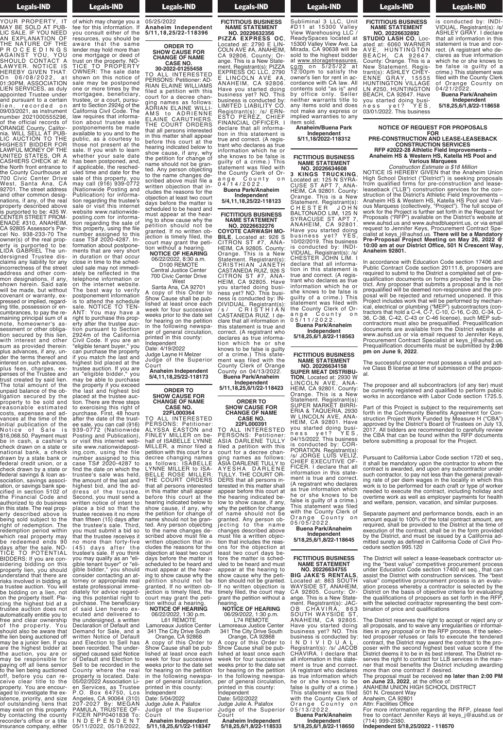YOUR PROPERTY, IT MAY BE SOLD AT PUBLIC SALE. IF YOU NEED AN EXPLANATION OF THE NATURE OF THE PROCEEDINGS AGAINST YOU, YOU SHOULD CONTACT A LAWYER. NOTICE IS HEREBY GIVEN THAT: On 06/08/2022, at 01:30PM, ASSOCIATION LIEN SERVICES, as duly appointed Trustee under and pursuant to a certain lien, recorded on 09/03/2021, as instrument number 2021000555296, of the official records of ORANGE County, California. WILL SELL AT PUBLIC AUCTION TO THE HIGHEST BIDDER FOR LAWFUL MONEY OF THE UNITED STATES, OR A CASHIERS CHECK at: At the North front entrance to the County Courthouse at 700 Civic Center Drive West, Santa Ana, CA 92701. The street address and other common designations, if any, of the real property described above is purported to be: 435 W. CENTER STREET PROMENADE #310, ANAHEIM, CA 92805 Assessor's Parcel No. 938-233-70 The owner(s) of the real property is purported to be: LIDA GABRIEL The undersigned Trustee disclaims any liability for any incorrectness of the street address and other common designations, if any, shown herein. Said sale will be made, but without covenant or warranty, expressed or implied, regarding title, possession or encumbrances, to pay the remaining principal sum of a note, homeowner's assessment or other obligation secured by this lien, with interest and other sum as provided therein: plus advances, if any, under the terms thereof and interest on such advances, plus fees, charges, expenses of the Trustee and trust created by said lien. The total amount of the unpaid balance of the obligation secured by the property to be sold and reasonable estimated costs, expenses and advances at the time of the initial publication of the Notice of Sale is $16,068.50. Payment must be in cash, a cashier's check drawn on a state or national bank, a check drawn by a state bank or federal credit union, or a check drawn by a state or federal savings & loan association, or savings association, or savings bank specified in section 5102 of the Financial Code and authorized to do business in this state. The real property described above is being sold subject to the right of redemption. The redemption period within which real property may be redeemed ends 90 days after the sale. NOTICE TO POTENTIAL BIDDERS: If you are considering bidding on this property lien, you should understand that there are risks involved in bidding at a trustee auction. You will be bidding on a lien, not on the property itself. Placing the highest bid at a trustee auction does not automatically entitle you to free and clear ownership of the property. You should also be aware that the lien being auctioned off may be a junior lien. If you are the highest bidder at the auction, you are or may be responsible for paying off all liens senior to the lien being auctioned off, before you can receive clear title to the property. You are encouraged to investigate the existence, priority, and size of outstanding liens that may exist on this property by contacting the county recorder's office or a title insurance company, either of which may charge you a fee for this information. If you consult either of these resources, you should be aware that the same lender may hold more than one mortgage or deed of trust on the property. NOTICE TO PROPERTY OWNER: The sale date shown on this notice of sale may be postponed one or more times by the mortgagee, beneficiary, trustee, or a court, pursuant to Section 2924g of the California Civil Code. The law requires that information about trustee sale postponements be made available to you and to the public, as a courtesy to those not present at the sale. If you wish to learn whether your sale date has been postponed, and, if applicable, the rescheduled time and date for the sale of this property, you may call (916) 939-0772 (Nationwide Posting and Publication) for information regarding the trustee's sale or visit this internet website www.nationwideposting.com for information regarding the sale of this property, using the file number assigned to this case TS# 2020-4287. Information about postponements that are very short in duration or that occur close in time to the scheduled sale may not immediately be reflected in the telephone information or on the internet website. The best way to verify postponement information is to attend the schedule sale. NOTICE TO TENANT: You may have a right to purchase this property after the trustee auction pursuant to Section 2924m of the California Civil Code. If you are an "eligible tenant buyer," you can purchase the property if you match the last and highest bid placed at the trustee auction. If you are an "eligible bidder," you may be able to purchase the property if you exceed the last and highest bid placed at the trustee auction. There are three steps to exercising this right of purchase. First, 48 hours after the date of the trustee sale, you can call (916) 939-0772 (Nationwide Posting and Publication), or visit this internet website www.nationwideposting.com, using the file number assigned to this case TS# 2020-4287 to find the date on which the trustee's sale was held, the amount of the last and highest bid, and the address of the trustee. Second, you must send a written notice of intent to place a bid so that the trustee receives it no more than fifteen (15) days after the trustee's sale. Third, you must submit a bid so that the trustee receives it no more than forty-five (45) days after the trustee's sale. If you think you may qualify as an "eligible tenant buyer" or "eligible bidder," you should consider contacting an attorney or appropriate real estate professional immediately for advice regarding this potential right to purchase. The beneficiary of said Lien hereto executed and delivered to the undersigned, a written Declaration of Default and Demand for Sale, and a written Notice of Default and Election to Sell has been recorded. The undersigned caused said Notice of Default and Election to Sell to be recorded in the County where the real property is located. Date: 05/02/2022 Association Lien Services, as Trustee P.O. Box 64750, Los Angeles, CA 90064 (310) 207-2027 By: MEGAN PAMULA, TRUSTEE OFFICER NPP0401838 To: INDEPENDENT 05/11/2022, 05/18/2022, 05/25/2022

**Anaheim Independent 5/11,18,25/22-118396**

---

**ORDER TO SHOW CAUSE FOR CHANGE OF NAME CASE NO. 30-2022-01255458**

TO ALL INTERESTED PERSONS: Petitioner: ADRIAN ELAINE WILLIAMS filed a petition with this court for a decree changing names as follows: ADRIAN ELAINE WILLIAMS to ADRIENNE ELAINE CARUTHERS. THE COURT ORDERS that all persons interested in this matter shall appear before this court at the hearing indicated below to show cause, if any, why the petition for change of name should not be granted. Any person objecting to the name changes described above must file a written objection that includes the reasons for the objection at least two court days before the matter is scheduled to be heard and must appear at the hearing to show cause why the petition should not be granted. If no written objection is timely filed, the court may grant the petition without a hearing.

**NOTICE OF HEARING**
06/22/2022, 8:30 a.m.
D100 REMOTE
Central Justice Center
700 Civic Center Drive West
Santa Ana, CA 92701

A copy of this Order to Show Cause shall be published at least once each week for four successive weeks prior to the date set for hearing on the petition in the following newspaper of general circulation, printed in this county: Independent
Date: 4/19/2022
Judge Layne H Melzer
Judge of the Superior Court

**Anaheim Independent 5/4,11,18,25/22-118173**

---

**ORDER TO SHOW CAUSE FOR CHANGE OF NAME CASE NO. 22FL000364**

TO ALL INTERESTED PERSONS: Petitioner: ALYSSA EASTON and FINLEY MILLER on behalf of ISABELLE LYNNE MILLER, a minor filed a petition with this court for a decree changing names as follows: ISABELLE LYNNE MILLER to ISABELLE ROSE MILLER. THE COURT ORDERS that all persons interested in this matter shall appear before this court at the hearing indicated below to show cause, if any, why the petition for change of name should not be granted. Any person objecting to the name changes described above must file a written objection that includes the reasons for the objection at least two court days before the matter is scheduled to be heard and must appear at the hearing to show cause why the petition should not be granted. If no written objection is timely filed, the court may grant the petition without a hearing.

**NOTICE OF HEARING**
06/22/2022, 1:30 p.m.
L61 REMOTE
Lamoreaux Justice Center
341 The City Drive South
Orange, CA 92868

A copy of this Order to Show Cause shall be published at least once each week for four successive weeks prior to the date set for hearing on the petition in the following newspaper of general circulation, printed in this county: Independent
Date: 5/04/2022
Judge Julie A. Palafox
Judge of the Superior Court

**Anaheim Independent 5/11,18,25,6/1/22-118347**

---

**FICTITIOUS BUSINESS NAME STATEMENT NO. 20226632356**

**PIZZA EXPRESS OC**, Located at: 2790 E LINCOLN AVE #A, ANAHEIM, CA 92806. County: Orange. This is a New Statement. Registrant(s): PIZZA EXPRESS OC LLC, 2790 E LINCOLN AVE #A, ANAHEIM, CA 92806. Have you started doing business yet? NO. This business is conducted by: LIMITED LIABILITY CO. Registrant(s): /s/ ERNESTO PEREZ, CHIEF FINANCIAL OFFICER. I declare that all information in this statement is true and correct. (A registrant who declares as true information which he or she knows to be false is guilty of a crime.) This statement was filed with the County Clerk of Orange County on 04/14/2022.

**Buena Park/Anaheim Independent 5/4,11,18,25/22-118123**

---

**FICTITIOUS BUSINESS NAME STATEMENT NO. 20226632276**

**COYOTE CANASTA MOBILE**, Located at: 926 S CITRON ST #7, ANAHEIM, CA 92805. County: Orange. This is a New Statement. Registrant(s): CRISTHIAN JANETH CASTANEDA RUIZ, 926 S CITRON ST #7, ANAHEIM, CA 92805. Have you started doing business yet? NO. This business is conducted by: INDIVIDUAL. Registrant(s): /s/ CRISTHIAN CASTANEDA RUIZ. I declare that all information in this statement is true and correct. (A registrant who declares as true information which he or she knows to be false is guilty of a crime.) This statement was filed with the County Clerk of Orange County on 04/13/2022.

**Buena Park/Anaheim Independent 5/11,18,25,6/1/22-118423**

---

**ORDER TO SHOW CAUSE FOR CHANGE OF NAME CASE NO. 22FL000391**

TO ALL INTERESTED PERSONS: Petitioner: ASIA DARLENE TULLY filed a petition with this court for a decree changing names as follows: ASIA DARLENE TULLY to AYESHA DARLENE TULLY. THE COURT ORDERS that all persons interested in this matter shall appear before this court at the hearing indicated below to show cause, if any, why the petition for change of name should not be granted. Any person objecting to the name changes described above must file a written objection that includes the reasons for the objection at least two court days before the matter is scheduled to be heard and must appear at the hearing to show cause why the petition should not be granted. If no written objection is timely filed, the court may grant the petition without a hearing.

**NOTICE OF HEARING**
06/29/2022, 1:30 p.m.
L74 REMOTE
Lamoreaux Justice Center
341 The City Drive South
Orange, CA 92868

A copy of this Order to Show Cause shall be published at least once each week for four successive weeks prior to the date set for hearing on the petition in the following newspaper of general circulation, printed in this county: Independent
Date: 5/02/2022
Judge Julie A. Palafox
Judge of the Superior Court

**Anaheim Independent 5/18,25,6/1,8/22-118533**

---

Subliminal 3 LLC, Unit #D11 at 15300 Valley View Warehousing LLC / ReadySpaces located at 15300 Valley View Ave. La Mirada, CA 90638 will be sold to the highest bidder at www.storagetreasures.com on 5/25/22 at 12:00pm to satisfy the owner's lien for rent in accordance with CA law. All contents sold "as is" and by office only. Seller neither warrants title to any items sold and does not make any express or implied warranties to any item sold.

**Anaheim/Buena Park Independent 5/11,18/2022-118312**

---

**FICTITIOUS BUSINESS NAME STATEMENT NO. 20226634608**

**3 KINGS TRUCKING**, Located at: 125 N SYRACUSE ST APT 7, ANAHEIM, CA 92801. County: Orange. This is a New Statement. Registrant(s): CHESTER JOHN BALTONADO LIM, 125 N SYRACUSE ST APT 7, ANAHEIM, CA 92801. Have you started doing business yet? YES, 10/02/2019. This business is conducted by: INDIVIDUAL. Registrant(s): /s/ CHESTER JOHN LIM. I declare that all information in this statement is true and correct. (A registrant who declares as true information which he or she knows to be false is guilty of a crime.) This statement was filed with the County Clerk of Orange County on 05/11/2022.

**Buena Park/Anaheim Independent 5/18,25,6/1,8/22-118563**

---

**FICTITIOUS BUSINESS NAME STATEMENT NO. 20226634158**

**SUPER MEAT DISTRIBUTION**, Located at: 2930 W LINCOLN AVE, ANAHEIM, CA 92801. County: Orange. This is a New Statement. Registrant(s): SUPER MARKET BIRRIERIA & TAQUERIA, 2930 W LINCOLN AVE, ANAHEIM, CA 92801. Have you started doing business yet? YES, 04/15/2022. This business is conducted by: CORPORATION. Registrant(s): /s/ JORGE LUIS VELIZ, CHIEF EXECUTIVE OFFICER. I declare that all information in this statement is true and correct. (A registrant who declares as true information which he or she knows to be false is guilty of a crime.) This statement was filed with the County Clerk of Orange County on 05/05/2022.

**Buena Park/Anaheim Independent 5/18,25,6/1,8/22-118645**

---

**FICTITIOUS BUSINESS NAME STATEMENT NO. 20226634755**

**BIG JAKE'S RENTALS**, Located at: 863 SOUTH WAYSIDE ST, ANAHEIM, CA 92805. County: Orange. This is a New Statement. Registrant(s): JACOB CHAVIRA, 863 SOUTH WAYSIDE ST, ANAHEIM, CA 92805. Have you started doing business yet? NO. This business is conducted by: INDIVIDUAL. Registrant(s): /s/ JACOB CHAVIRA. I declare that all information in this statement is true and correct. (A registrant who declares as true information which he or she knows to be false is guilty of a crime.) This statement was filed with the County Clerk of Orange County on 05/13/2022.

**Buena Park/Anaheim Independent 5/18,25,6/1,8/22-118650**

---

**FICTITIOUS BUSINESS NAME STATEMENT NO. 20226632892**

**STUDIO LASH CO**, Located at: 6060 WARNER AVE, HUNTINGTON BEACH, CA 92647. County: Orange. This is a New Statement. Registrant(s): ASHLEY CHEYENNE GRAY, 15555 HUNTINGTON VILLAGE LN #250, HUNTINGTON BEACH, CA 92647. Have you started doing business yet? YES, 03/01/2022. This business is conducted by: INDIVIDUAL. Registrant(s): /s/ ASHLEY GRAY. I declare that all information in this statement is true and correct. (A registrant who declares as true information which he or she knows to be false is guilty of a crime.) This statement was filed with the County Clerk of Orange County on 04/21/2022.

**Buena Park/Anaheim Independent 5/18,25,6/1,8/22-118658**

---

**NOTICE OF REQUEST FOR PROPOSALS FOR PRE-CONSTRUCTION AND LEASE-LEASEBACK CONSTRUCTION SERVICES RFP #2022-28 Athletic Field Improvements – Anaheim HS & Western HS, Katella HS Pool and Various Marquees**

*Construction Estimate is $18 Million*

NOTICE IS HEREBY GIVEN that the Anaheim Union High School District ("District") is seeking proposals from qualified firms for pre-construction and lease-leaseback ("LLB") construction services for the construction of the District's Athletic Field Improvements – Anaheim HS & Western HS, Katella HS Pool and Various Marquees (collectively, "Project"). The full scope of work for the Project is further set forth in the Request for Proposals ("RFP") available on the District's website at www.auhsd.us and www.auhsdblueprint.us, or via email request to Jennifer Keys, Procurement Contract Specialist at keys_j@auhsd.us. **There will be a Mandatory Pre-Proposal Project Meeting on May 26, 2022 @ 10:00 am at our District Office, 501 N Crescent Way, Anaheim 92801.**

In accordance with Education Code section 17406 and Public Contract Code section 20111.6, proposers are required to submit to the District a completed set of pre-qualification documents on forms provided by the District. Any proposer that submits a proposal and is not prequalified will be deemed non-responsive and the proposal will be rejected and returned unopened. If this Project includes work that will be performed by mechanical, electrical or plumbing ("MEP") subcontractors (contractors that hold a C-4, C-7, C-10, C-16, C-20, C-34, C-36, C-38, C-42, C-43 or C-46 license), such MEP subcontractors must also be prequalified. Prequalification documents are available from the District website at www.auhsd.us or via email request to Jennifer Keys, Procurement Contract Specialist at keys_j@auhsd.us. Prequalification documents must be submitted by **2:00 pm on June 9, 2022**.

The successful proposer must possess a valid and active Class B license at time of submission of the proposal.

The proposer and all subcontractors (of any tier) must be currently registered and qualified to perform public works in accordance with Labor Code section 1725.5.

Part of this Project is subject to the requirements set forth in the Community Benefits Agreement for Construction Project Work Funded by Measure H ("CBA") approved by the District's Board of Trustees on July 13, 2017. All bidders are recommended to carefully review the CBA that can be found within the RFP documents before submitting a proposal for the Project.

Pursuant to California Labor Code section 1720 et seq., it shall be mandatory upon the contractor to whom the contract is awarded, and upon any subcontractor under such contractor, to pay not less than the general prevailing rate of per diem wages in the locality in which this work is to be performed for each craft or type of worker needed to execute the contract, including holiday and overtime work as well as employer payments for health and welfare, pension, vacation, and similar purposes.

Separate payment and performance bonds, each in an amount equal to 100% of the total contract amount, are required, shall be provided to the District at the time of execution of the contract, shall be in the form provided by the District, and must be issued by a California admitted surety as defined in California Code of Civil Procedure section 995.120

The District will select a lease-leaseback contractor using the "best value" competitive procurement process under Education Code section 17400 et seq., that can assist the District with construction services. The "best value" competitive procurement process is an evaluation process whereby a contractor is selected by the District on the basis of objective criteria for evaluating the qualifications of proposers as set forth in the RFP, with the selected contractor representing the best combination of price and qualifications

The District reserves the right to accept or reject any or all proposals, and to waive any irregularities or informalities in any proposal or in the RFP process. If the selected proposer refuses or fails to execute the tendered contract, the District may award the contract to the proposer with the second highest best value score if the District deems it to be in its best interest. The District reserves the right to contract for LLB services in the manner that most benefits the District including awarding more than one contract if desired.

The proposal must be received **no later than 2:00 PM on June 23, 2022**, at the office of:
ANAHEIM UNION HIGH SCHOOL DISTRICT
501 N. Crescent Way
Anaheim, CA 92801
Attn: Facilities Office

For more information regarding the RFP, please feel free to contact Jennifer Keys at keys_j@aushd.us or (714) 999-2380.

**Independent 5/18,25/2022 - 118570**